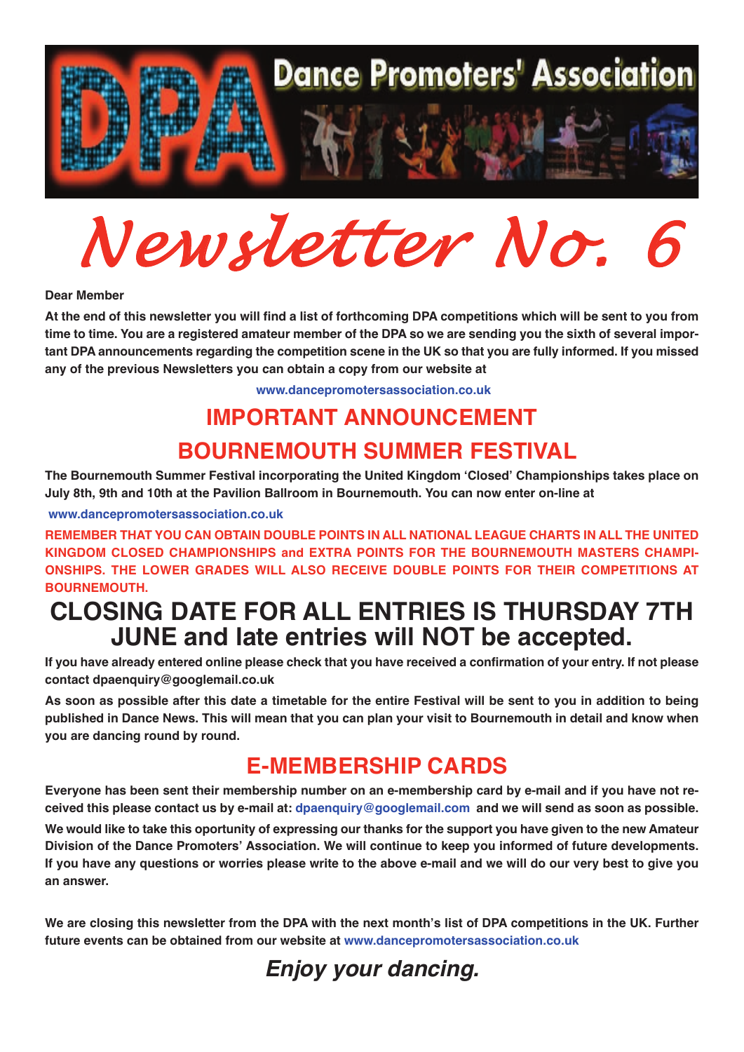# Dance Promoters' Association

# Newsletter No. 6

**Dear Member**

**At the end of this newsletter you will find a list of forthcoming DPA competitions which will be sent to you from time to time. You are a registered amateur member of the DPA so we are sending you the sixth of several important DPA announcements regarding the competition scene in the UK so that you are fully informed. If you missed any of the previous Newsletters you can obtain a copy from our website at**

**www.dancepromotersassociation.co.uk**

## IMPORTANT ANNOUNCEMENT

## BOURNEMOUTH SUMMER FESTIVAL

**The Bournemouth Summer Festival incorporating the United Kingdom 'Closed' Championships takes place on July 8th, 9th and 10th at the Pavilion Ballroom in Bournemouth. You can now enter on-line at**

**www.dancepromotersassociation.co.uk**

**REMEMBER THAT YOU CAN OBTAIN DOUBLE POINTS IN ALL NATIONAL LEAGUE CHARTS IN ALL THE UNITED KINGDOM CLOSED CHAMPIONSHIPS and EXTRA POINTS FOR THE BOURNEMOUTH MASTERS CHAMPIONSHIPS. THE LOWER GRADES WILL ALSO RECEIVE DOUBLE POINTS FOR THEIR COMPETITIONS AT BOURNEMOUTH.**

## CLOSING DATE FOR ALL ENTRIES IS THURSDAY 7TH JUNE and late entries will NOT be accepted.

**If you have already entered online please check that you have received a confirmation of your entry. If not please contact dpaenquiry@googlemail.co.uk**

**As soon as possible after this date a timetable for the entire Festival will be sent to you in addition to being published in Dance News. This will mean that you can plan your visit to Bournemouth in detail and know when you are dancing round by round.**

## E-MEMBERSHIP CARDS

**Everyone has been sent their membership number on an e-membership card by e-mail and if you have not received this please contact us by e-mail at: dpaenquiry@googlemail.com and we will send as soon as possible.**

**We would like to take this oportunity of expressing our thanks for the support you have given to the new Amateur Division of the Dance Promoters' Association. We will continue to keep you informed of future developments. If you have any questions or worries please write to the above e-mail and we will do our very best to give you an answer.**

**We are closing this newsletter from the DPA with the next month's list of DPA competitions in the UK. Further future events can be obtained from our website at www.dancepromotersassociation.co.uk**

***Enjoy your dancing.***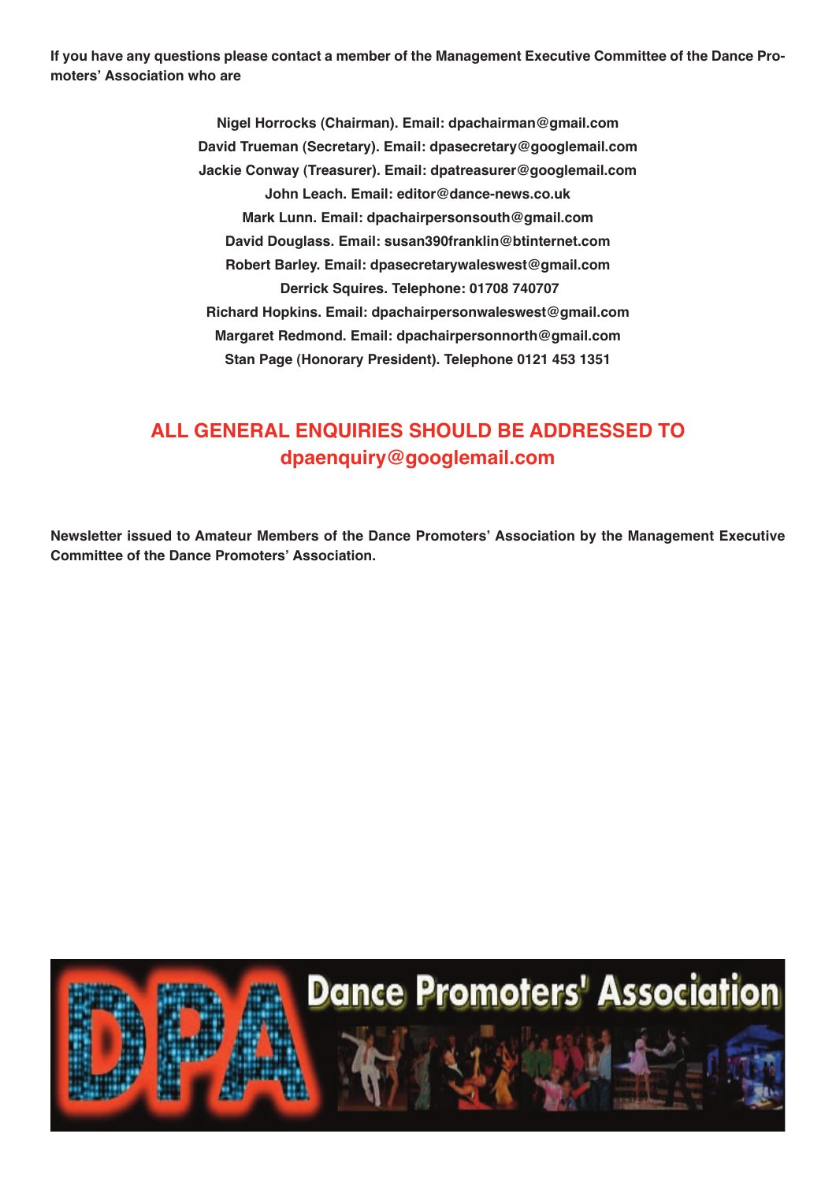**If you have any questions please contact a member of the Management Executive Committee of the Dance Promoters' Association who are**

**Nigel Horrocks (Chairman). Email: dpachairman@gmail.com**
**David Trueman (Secretary). Email: dpasecretary@googlemail.com**
**Jackie Conway (Treasurer). Email: dpatreasurer@googlemail.com**
**John Leach. Email: editor@dance-news.co.uk**
**Mark Lunn. Email: dpachairpersonsouth@gmail.com**
**David Douglass. Email: susan390franklin@btinternet.com**
**Robert Barley. Email: dpasecretarywaleswest@gmail.com**
**Derrick Squires. Telephone: 01708 740707**
**Richard Hopkins. Email: dpachairpersonwaleswest@gmail.com**
**Margaret Redmond. Email: dpachairpersonnorth@gmail.com**
**Stan Page (Honorary President). Telephone 0121 453 1351**

## ALL GENERAL ENQUIRIES SHOULD BE ADDRESSED TO dpaenquiry@googlemail.com

**Newsletter issued to Amateur Members of the Dance Promoters' Association by the Management Executive Committee of the Dance Promoters' Association.**

DPA Dance Promoters' Association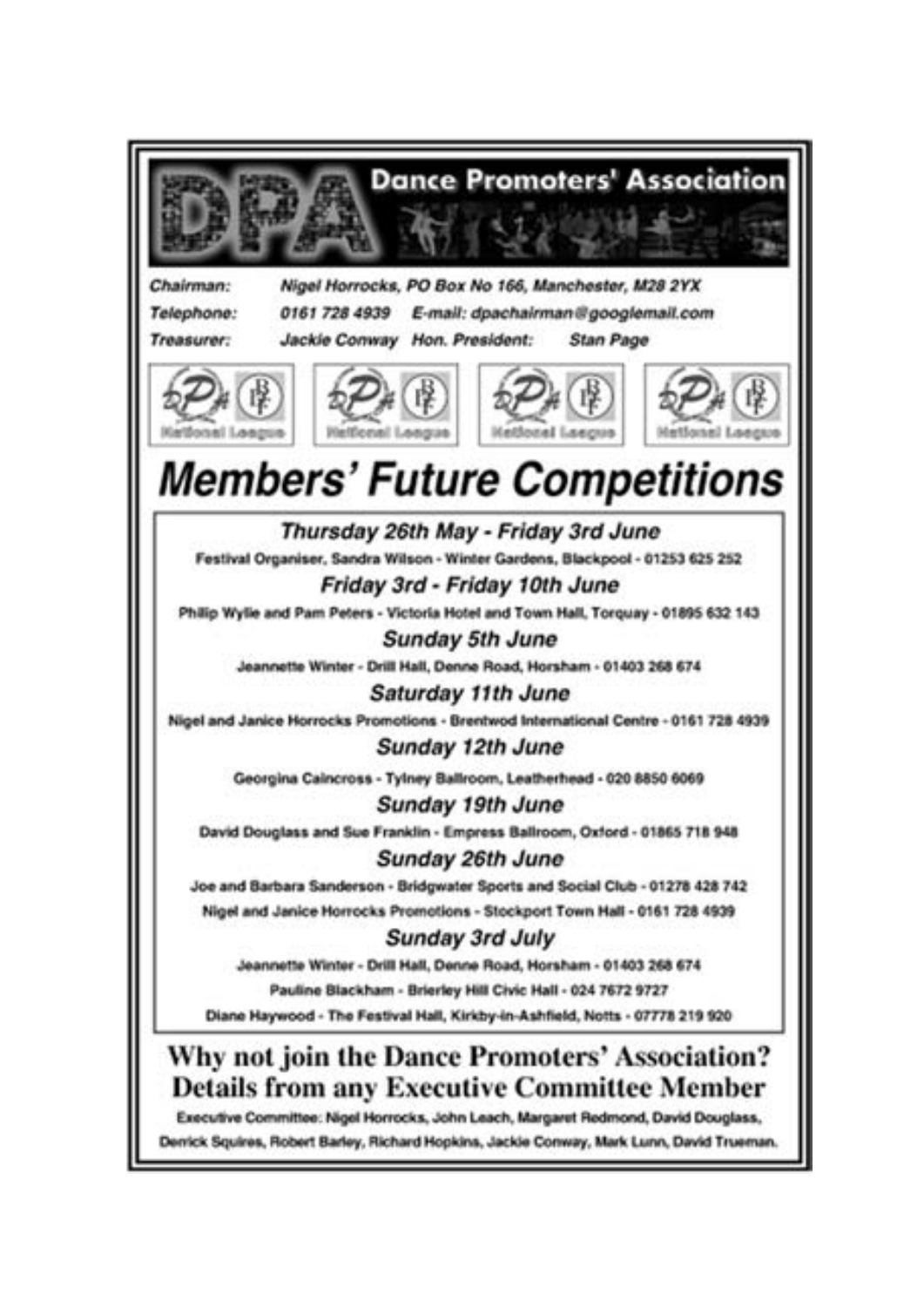# Dance Promoters' Association

*Chairman:* Nigel Horrocks, PO Box No 166, Manchester, M28 2YX

*Telephone:* 0161 728 4939 E-mail: dpachairman@googlemail.com

*Treasurer:* Jackie Conway *Hon. President:* Stan Page

National League

# *Members' Future Competitions*

### *Thursday 26th May - Friday 3rd June*

Festival Organiser, Sandra Wilson - Winter Gardens, Blackpool - 01253 625 252

### *Friday 3rd - Friday 10th June*

Philip Wylie and Pam Peters - Victoria Hotel and Town Hall, Torquay - 01895 632 143

### *Sunday 5th June*

Jeannette Winter - Drill Hall, Denne Road, Horsham - 01403 268 674

### *Saturday 11th June*

Nigel and Janice Horrocks Promotions - Brentwod International Centre - 0161 728 4939

### *Sunday 12th June*

Georgina Caincross - Tylney Ballroom, Leatherhead - 020 8850 6069

### *Sunday 19th June*

David Douglass and Sue Franklin - Empress Ballroom, Oxford - 01865 718 948

### *Sunday 26th June*

Joe and Barbara Sanderson - Bridgwater Sports and Social Club - 01278 428 742

Nigel and Janice Horrocks Promotions - Stockport Town Hall - 0161 728 4939

### *Sunday 3rd July*

Jeannette Winter - Drill Hall, Denne Road, Horsham - 01403 268 674

Pauline Blackham - Brierley Hill Civic Hall - 024 7672 9727

Diane Haywood - The Festival Hall, Kirkby-in-Ashfield, Notts - 07778 219 920

## Why not join the Dance Promoters' Association? Details from any Executive Committee Member

Executive Committee: Nigel Horrocks, John Leach, Margaret Redmond, David Douglass, Derrick Squires, Robert Barley, Richard Hopkins, Jackie Conway, Mark Lunn, David Trueman.